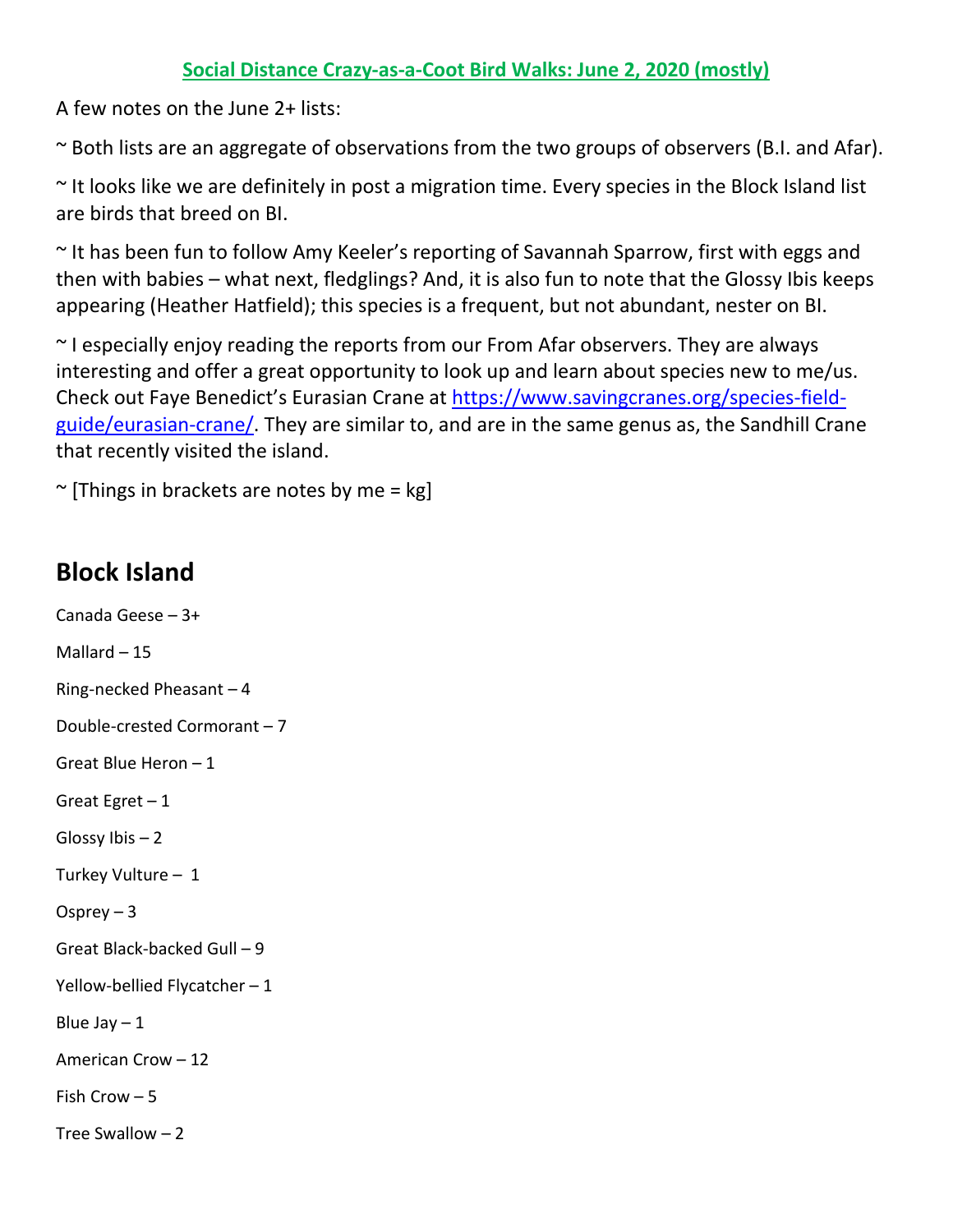**Social Distance Crazy-as-a-Coot Bird Walks: June 2, 2020 (mostly)**

A few notes on the June 2+ lists:

~ Both lists are an aggregate of observations from the two groups of observers (B.I. and Afar).

~ It looks like we are definitely in post a migration time. Every species in the Block Island list are birds that breed on BI.

~ It has been fun to follow Amy Keeler's reporting of Savannah Sparrow, first with eggs and then with babies – what next, fledglings? And, it is also fun to note that the Glossy Ibis keeps appearing (Heather Hatfield); this species is a frequent, but not abundant, nester on BI.

~ I especially enjoy reading the reports from our From Afar observers. They are always interesting and offer a great opportunity to look up and learn about species new to me/us. Check out Faye Benedict's Eurasian Crane at https://www.savingcranes.org/species-field-guide/eurasian-crane/. They are similar to, and are in the same genus as, the Sandhill Crane that recently visited the island.

~ [Things in brackets are notes by me = kg]

## Block Island

Canada Geese – 3+

Mallard – 15

Ring-necked Pheasant – 4

Double-crested Cormorant – 7

Great Blue Heron – 1

Great Egret – 1

Glossy Ibis – 2

Turkey Vulture – 1

Osprey – 3

Great Black-backed Gull – 9

Yellow-bellied Flycatcher – 1

Blue Jay – 1

American Crow – 12

Fish Crow – 5

Tree Swallow – 2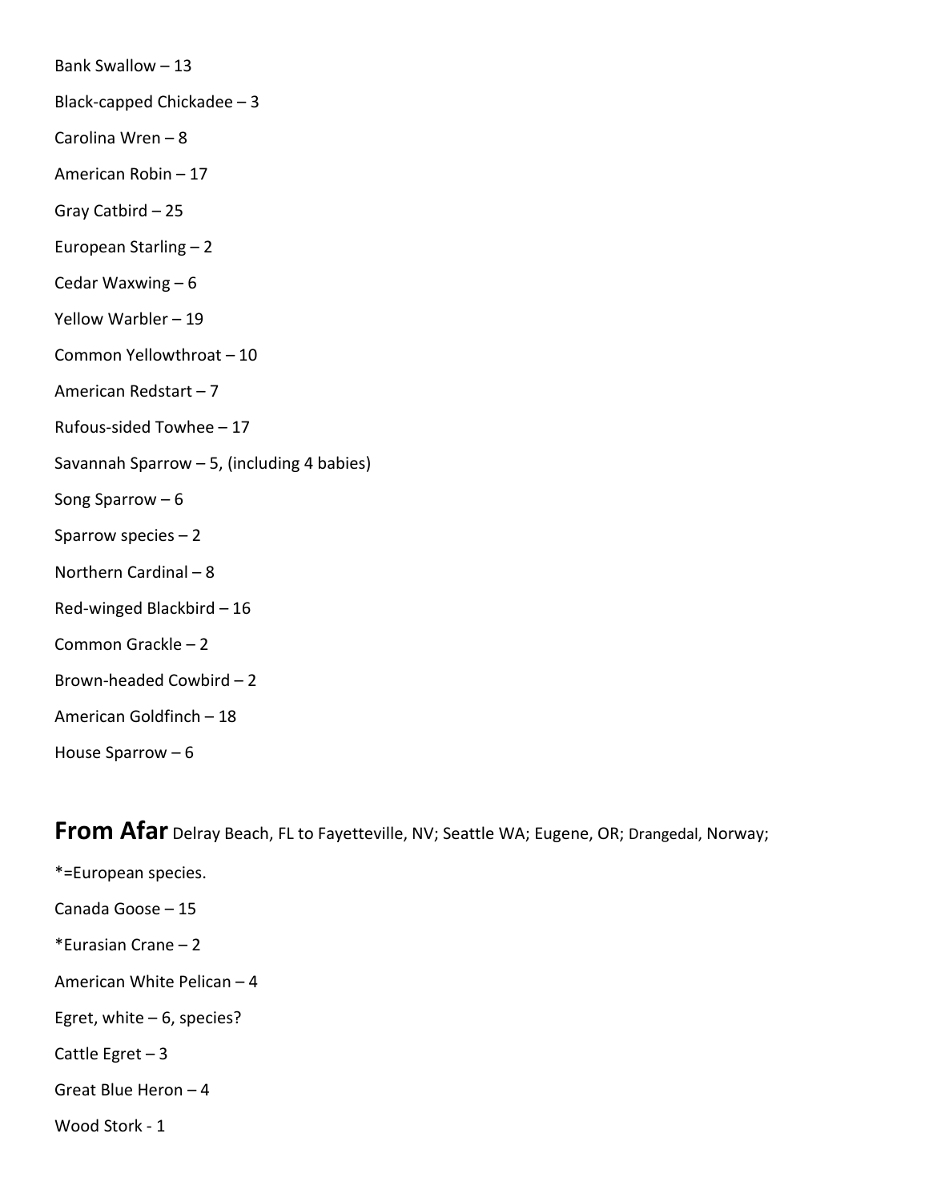Bank Swallow – 13

Black-capped Chickadee – 3

Carolina Wren – 8

American Robin – 17

Gray Catbird – 25

European Starling – 2

Cedar Waxwing – 6

Yellow Warbler – 19

Common Yellowthroat – 10

American Redstart – 7

Rufous-sided Towhee – 17

Savannah Sparrow – 5, (including 4 babies)

Song Sparrow – 6

Sparrow species – 2

Northern Cardinal – 8

Red-winged Blackbird – 16

Common Grackle – 2

Brown-headed Cowbird – 2

American Goldfinch – 18

House Sparrow – 6

## **From Afar** Delray Beach, FL to Fayetteville, NV; Seattle WA; Eugene, OR; Drangedal, Norway;

*=European species.

Canada Goose – 15

*Eurasian Crane – 2

American White Pelican – 4

Egret, white – 6, species?

Cattle Egret – 3

Great Blue Heron – 4

Wood Stork - 1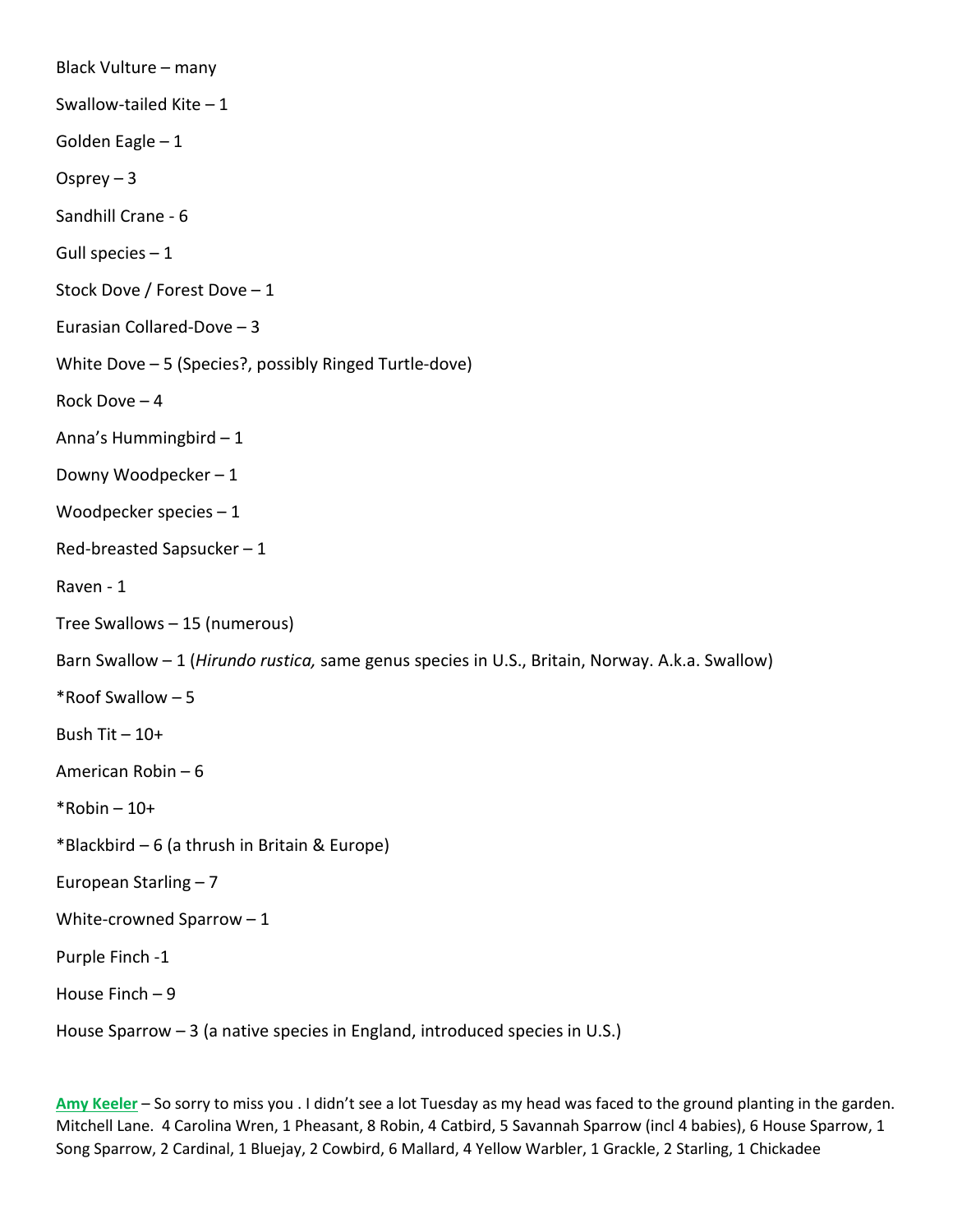Black Vulture – many

Swallow-tailed Kite – 1

Golden Eagle – 1

Osprey – 3

Sandhill Crane - 6

Gull species – 1

Stock Dove / Forest Dove – 1

Eurasian Collared-Dove – 3

White Dove – 5 (Species?, possibly Ringed Turtle-dove)

Rock Dove – 4

Anna's Hummingbird – 1

Downy Woodpecker – 1

Woodpecker species – 1

Red-breasted Sapsucker – 1

Raven - 1

Tree Swallows – 15 (numerous)

Barn Swallow – 1 (*Hirundo rustica,* same genus species in U.S., Britain, Norway. A.k.a. Swallow)

*Roof Swallow – 5

Bush Tit – 10+

American Robin – 6

*Robin – 10+

*Blackbird – 6 (a thrush in Britain & Europe)

European Starling – 7

White-crowned Sparrow – 1

Purple Finch -1

House Finch – 9

House Sparrow – 3 (a native species in England, introduced species in U.S.)

**Amy Keeler** – So sorry to miss you . I didn't see a lot Tuesday as my head was faced to the ground planting in the garden. Mitchell Lane. 4 Carolina Wren, 1 Pheasant, 8 Robin, 4 Catbird, 5 Savannah Sparrow (incl 4 babies), 6 House Sparrow, 1 Song Sparrow, 2 Cardinal, 1 Bluejay, 2 Cowbird, 6 Mallard, 4 Yellow Warbler, 1 Grackle, 2 Starling, 1 Chickadee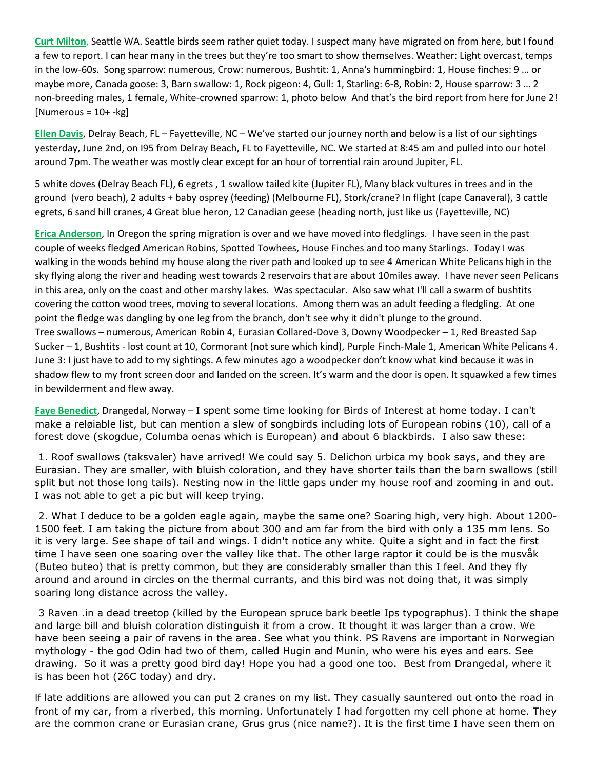**Curt Milton**, Seattle WA. Seattle birds seem rather quiet today. I suspect many have migrated on from here, but I found a few to report. I can hear many in the trees but they're too smart to show themselves. Weather: Light overcast, temps in the low-60s. Song sparrow: numerous, Crow: numerous, Bushtit: 1, Anna's hummingbird: 1, House finches: 9 … or maybe more, Canada goose: 3, Barn swallow: 1, Rock pigeon: 4, Gull: 1, Starling: 6-8, Robin: 2, House sparrow: 3 … 2 non-breeding males, 1 female, White-crowned sparrow: 1, photo below And that's the bird report from here for June 2! [Numerous = 10+ -kg]

**Ellen Davis**, Delray Beach, FL – Fayetteville, NC – We've started our journey north and below is a list of our sightings yesterday, June 2nd, on I95 from Delray Beach, FL to Fayetteville, NC. We started at 8:45 am and pulled into our hotel around 7pm. The weather was mostly clear except for an hour of torrential rain around Jupiter, FL.

5 white doves (Delray Beach FL), 6 egrets , 1 swallow tailed kite (Jupiter FL), Many black vultures in trees and in the ground (vero beach), 2 adults + baby osprey (feeding) (Melbourne FL), Stork/crane? In flight (cape Canaveral), 3 cattle egrets, 6 sand hill cranes, 4 Great blue heron, 12 Canadian geese (heading north, just like us (Fayetteville, NC)

**Erica Anderson**, In Oregon the spring migration is over and we have moved into fledglings. I have seen in the past couple of weeks fledged American Robins, Spotted Towhees, House Finches and too many Starlings. Today I was walking in the woods behind my house along the river path and looked up to see 4 American White Pelicans high in the sky flying along the river and heading west towards 2 reservoirs that are about 10miles away. I have never seen Pelicans in this area, only on the coast and other marshy lakes. Was spectacular. Also saw what I'll call a swarm of bushtits covering the cotton wood trees, moving to several locations. Among them was an adult feeding a fledgling. At one point the fledge was dangling by one leg from the branch, don't see why it didn't plunge to the ground.
Tree swallows – numerous, American Robin 4, Eurasian Collared-Dove 3, Downy Woodpecker – 1, Red Breasted Sap Sucker – 1, Bushtits - lost count at 10, Cormorant (not sure which kind), Purple Finch-Male 1, American White Pelicans 4.
June 3: I just have to add to my sightings. A few minutes ago a woodpecker don't know what kind because it was in shadow flew to my front screen door and landed on the screen. It's warm and the door is open. It squawked a few times in bewilderment and flew away.

**Faye Benedict**, Drangedal, Norway – I spent some time looking for Birds of Interest at home today. I can't make a reløiable list, but can mention a slew of songbirds including lots of European robins (10), call of a forest dove (skogdue, Columba oenas which is European) and about 6 blackbirds. I also saw these:

1. Roof swallows (taksvaler) have arrived! We could say 5. Delichon urbica my book says, and they are Eurasian. They are smaller, with bluish coloration, and they have shorter tails than the barn swallows (still split but not those long tails). Nesting now in the little gaps under my house roof and zooming in and out. I was not able to get a pic but will keep trying.

2. What I deduce to be a golden eagle again, maybe the same one? Soaring high, very high. About 1200-1500 feet. I am taking the picture from about 300 and am far from the bird with only a 135 mm lens. So it is very large. See shape of tail and wings. I didn't notice any white. Quite a sight and in fact the first time I have seen one soaring over the valley like that. The other large raptor it could be is the musvåk (Buteo buteo) that is pretty common, but they are considerably smaller than this I feel. And they fly around and around in circles on the thermal currants, and this bird was not doing that, it was simply soaring long distance across the valley.

3 Raven .in a dead treetop (killed by the European spruce bark beetle Ips typographus). I think the shape and large bill and bluish coloration distinguish it from a crow. It thought it was larger than a crow. We have been seeing a pair of ravens in the area. See what you think. PS Ravens are important in Norwegian mythology - the god Odin had two of them, called Hugin and Munin, who were his eyes and ears. See drawing. So it was a pretty good bird day! Hope you had a good one too. Best from Drangedal, where it is has been hot (26C today) and dry.

If late additions are allowed you can put 2 cranes on my list. They casually sauntered out onto the road in front of my car, from a riverbed, this morning. Unfortunately I had forgotten my cell phone at home. They are the common crane or Eurasian crane, Grus grus (nice name?). It is the first time I have seen them on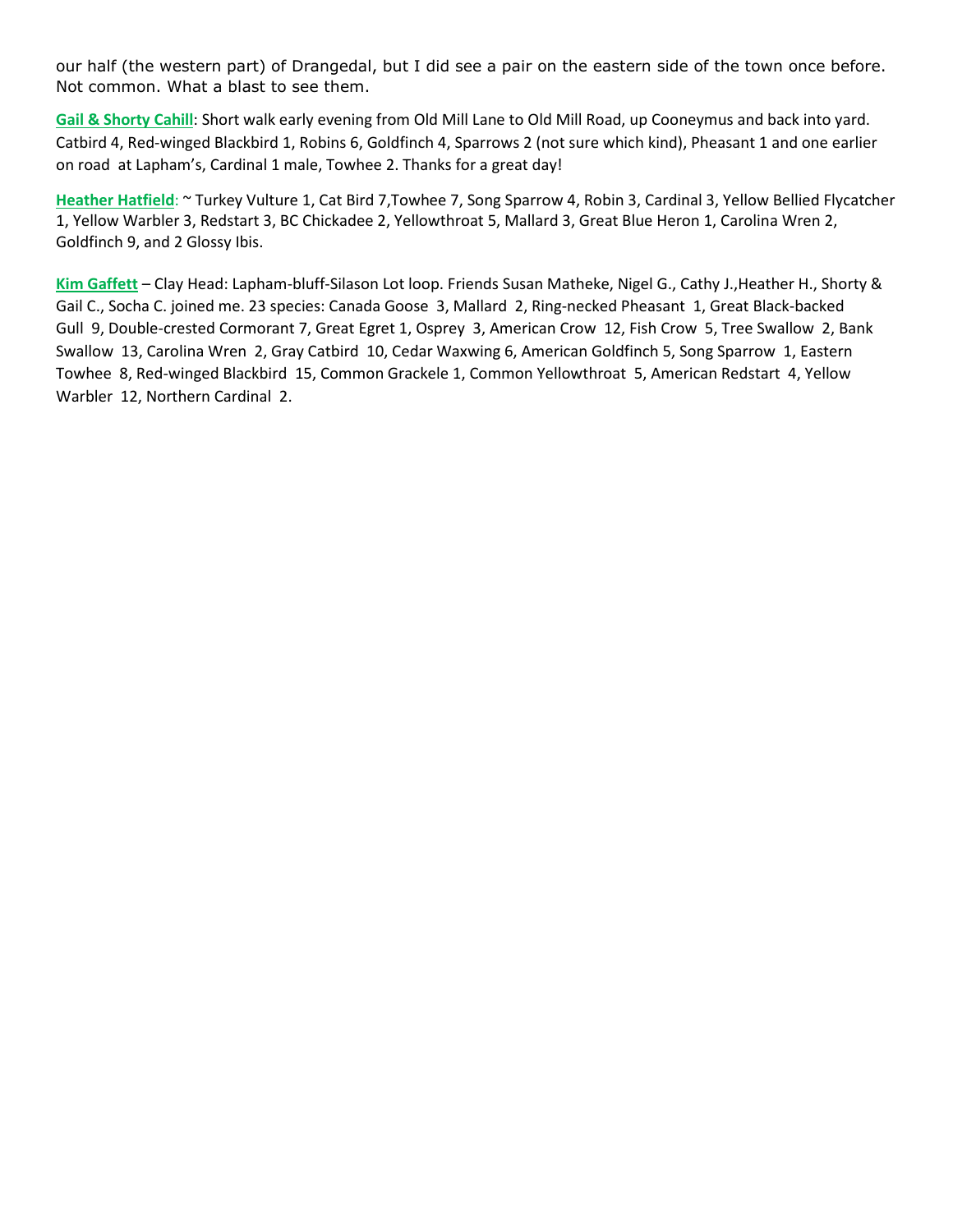our half (the western part) of Drangedal, but I did see a pair on the eastern side of the town once before. Not common. What a blast to see them.

**Gail & Shorty Cahill**: Short walk early evening from Old Mill Lane to Old Mill Road, up Cooneymus and back into yard. Catbird 4, Red-winged Blackbird 1, Robins 6, Goldfinch 4, Sparrows 2 (not sure which kind), Pheasant 1 and one earlier on road at Lapham's, Cardinal 1 male, Towhee 2. Thanks for a great day!

**Heather Hatfield**: ~ Turkey Vulture 1, Cat Bird 7,Towhee 7, Song Sparrow 4, Robin 3, Cardinal 3, Yellow Bellied Flycatcher 1, Yellow Warbler 3, Redstart 3, BC Chickadee 2, Yellowthroat 5, Mallard 3, Great Blue Heron 1, Carolina Wren 2, Goldfinch 9, and 2 Glossy Ibis.

**Kim Gaffett** – Clay Head: Lapham-bluff-Silason Lot loop. Friends Susan Matheke, Nigel G., Cathy J.,Heather H., Shorty & Gail C., Socha C. joined me. 23 species: Canada Goose 3, Mallard 2, Ring-necked Pheasant 1, Great Black-backed Gull 9, Double-crested Cormorant 7, Great Egret 1, Osprey 3, American Crow 12, Fish Crow 5, Tree Swallow 2, Bank Swallow 13, Carolina Wren 2, Gray Catbird 10, Cedar Waxwing 6, American Goldfinch 5, Song Sparrow 1, Eastern Towhee 8, Red-winged Blackbird 15, Common Grackele 1, Common Yellowthroat 5, American Redstart 4, Yellow Warbler 12, Northern Cardinal 2.